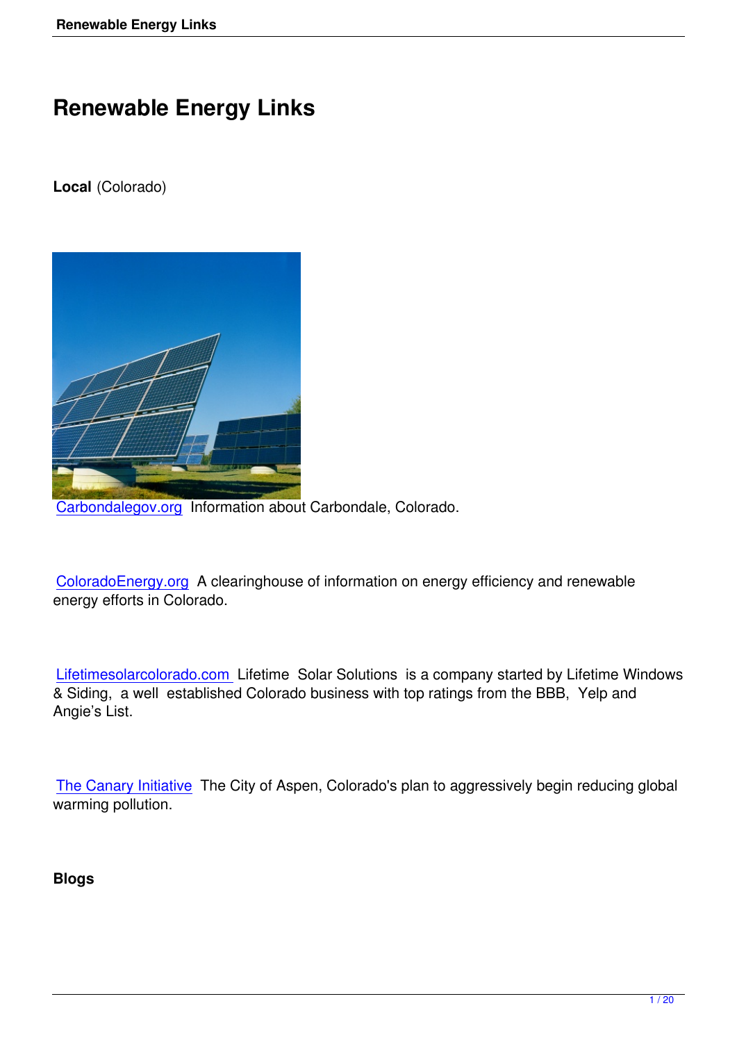# Renewable Energy Links

**Local** (Colorado)

Carbondalegov.org Information about Carbondale, Colorado.

ColoradoEnergy.org A clearinghouse of information on energy efficiency and renewable energy efforts in Colorado.

Lifetimesolarcolorado.com Lifetime Solar Solutions is a company started by Lifetime Windows & Siding, a well established Colorado business with top ratings from the BBB, Yelp and Angie's List.

The Canary Initiative The City of Aspen, Colorado's plan to aggressively begin reducing global warming pollution.

**Blogs**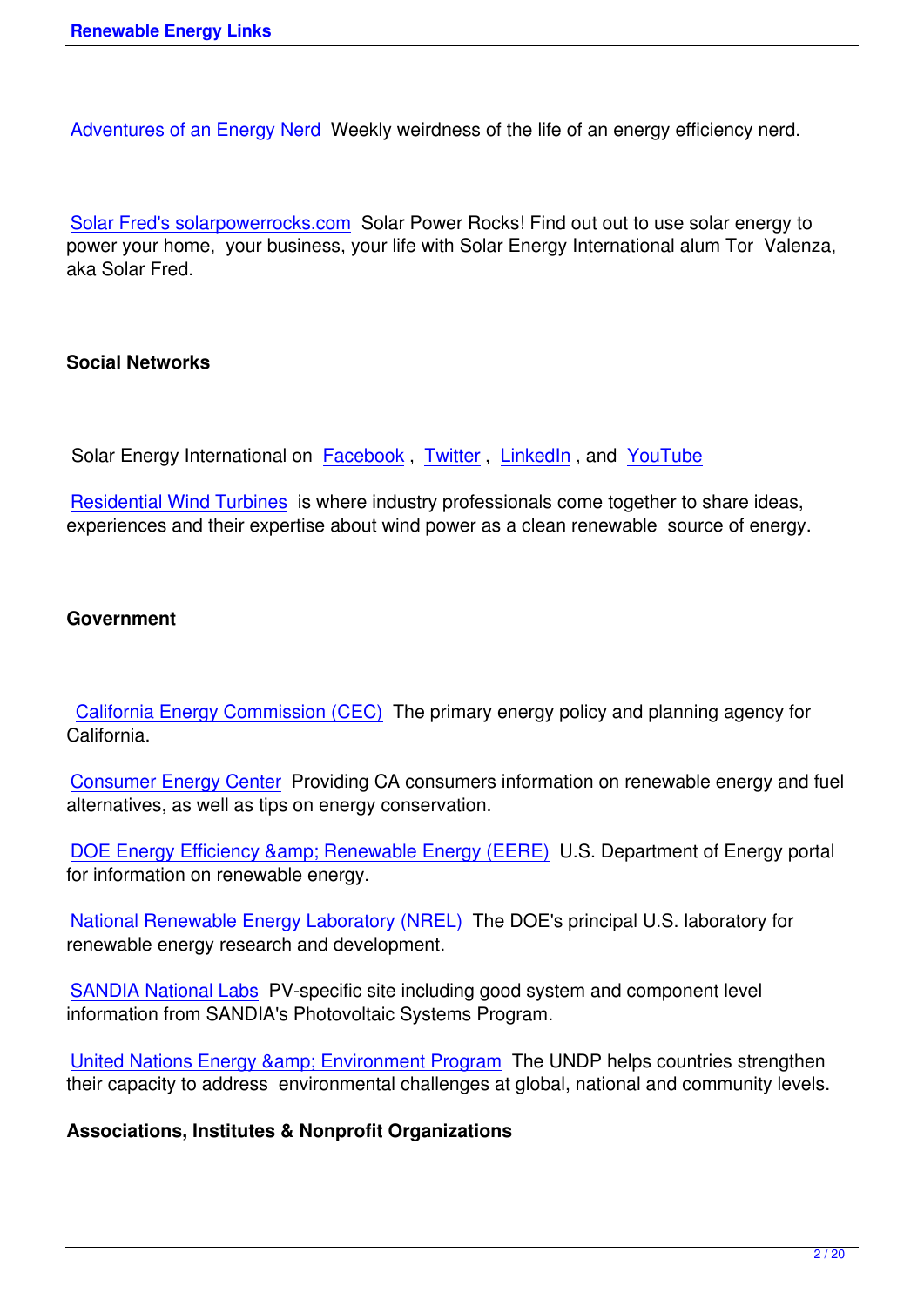Adventures of an Energy Nerd  Weekly weirdness of the life of an energy efficiency nerd.

Solar Fred's solarpowerrocks.com  Solar Power Rocks! Find out out to use solar energy to power your home,  your business, your life with Solar Energy International alum Tor  Valenza, aka Solar Fred.

**Social Networks**

Solar Energy International on  Facebook ,  Twitter ,  LinkedIn , and  YouTube

Residential Wind Turbines  is where industry professionals come together to share ideas, experiences and their expertise about wind power as a clean renewable  source of energy.

**Government**

California Energy Commission (CEC)  The primary energy policy and planning agency for California.

Consumer Energy Center  Providing CA consumers information on renewable energy and fuel alternatives, as well as tips on energy conservation.

DOE Energy Efficiency &amp; Renewable Energy (EERE)  U.S. Department of Energy portal for information on renewable energy.

National Renewable Energy Laboratory (NREL)  The DOE's principal U.S. laboratory for renewable energy research and development.

SANDIA National Labs  PV-specific site including good system and component level information from SANDIA's Photovoltaic Systems Program.

United Nations Energy &amp; Environment Program  The UNDP helps countries strengthen their capacity to address  environmental challenges at global, national and community levels.

**Associations, Institutes & Nonprofit Organizations**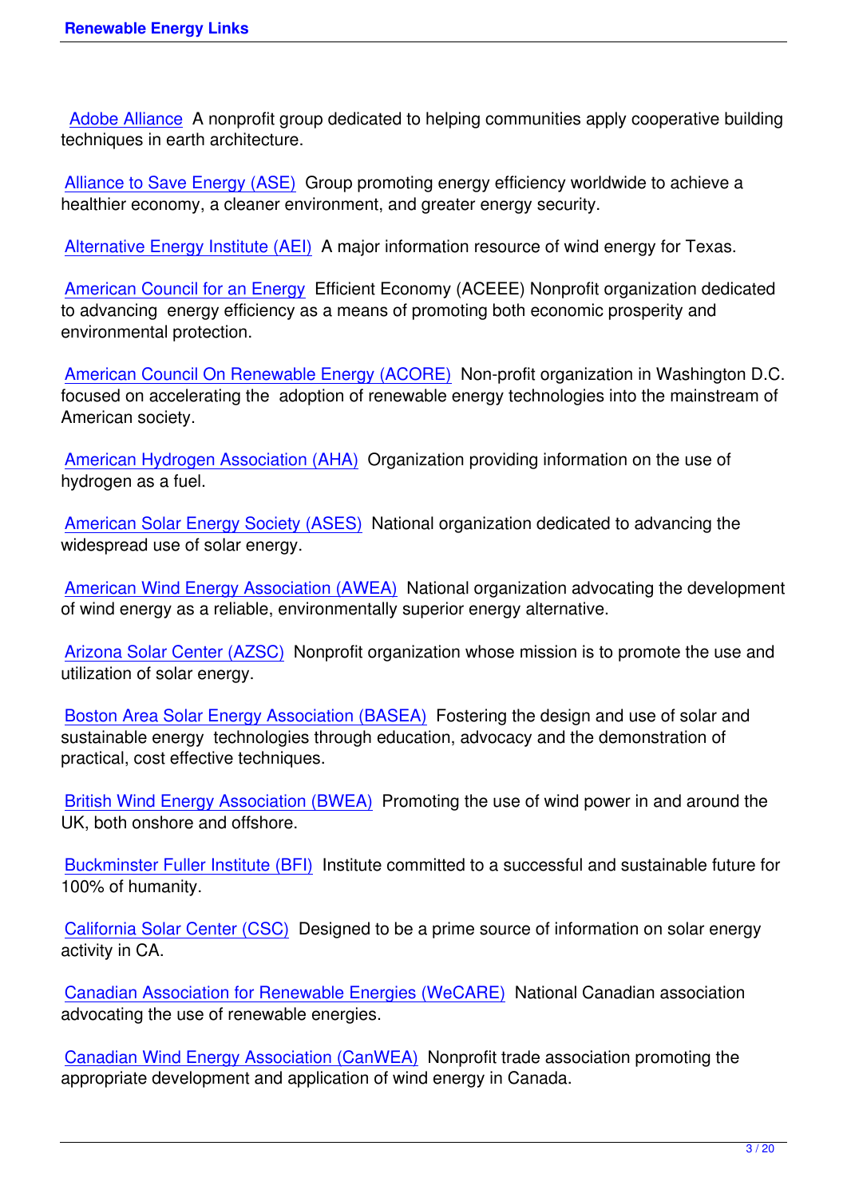Adobe Alliance A nonprofit group dedicated to helping communities apply cooperative building techniques in earth architecture.

Alliance to Save Energy (ASE) Group promoting energy efficiency worldwide to achieve a healthier economy, a cleaner environment, and greater energy security.

Alternative Energy Institute (AEI) A major information resource of wind energy for Texas.

American Council for an Energy Efficient Economy (ACEEE) Nonprofit organization dedicated to advancing energy efficiency as a means of promoting both economic prosperity and environmental protection.

American Council On Renewable Energy (ACORE) Non-profit organization in Washington D.C. focused on accelerating the adoption of renewable energy technologies into the mainstream of American society.

American Hydrogen Association (AHA) Organization providing information on the use of hydrogen as a fuel.

American Solar Energy Society (ASES) National organization dedicated to advancing the widespread use of solar energy.

American Wind Energy Association (AWEA) National organization advocating the development of wind energy as a reliable, environmentally superior energy alternative.

Arizona Solar Center (AZSC) Nonprofit organization whose mission is to promote the use and utilization of solar energy.

Boston Area Solar Energy Association (BASEA) Fostering the design and use of solar and sustainable energy technologies through education, advocacy and the demonstration of practical, cost effective techniques.

British Wind Energy Association (BWEA) Promoting the use of wind power in and around the UK, both onshore and offshore.

Buckminster Fuller Institute (BFI) Institute committed to a successful and sustainable future for 100% of humanity.

California Solar Center (CSC) Designed to be a prime source of information on solar energy activity in CA.

Canadian Association for Renewable Energies (WeCARE) National Canadian association advocating the use of renewable energies.

Canadian Wind Energy Association (CanWEA) Nonprofit trade association promoting the appropriate development and application of wind energy in Canada.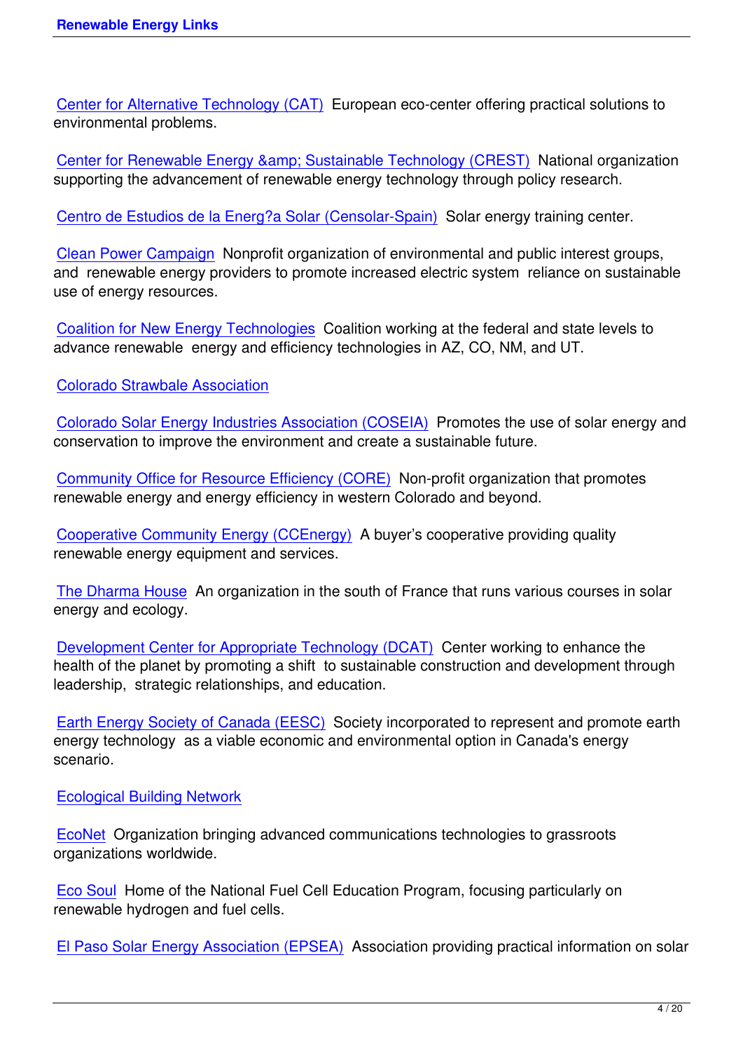Center for Alternative Technology (CAT) European eco-center offering practical solutions to environmental problems.

Center for Renewable Energy &amp; Sustainable Technology (CREST) National organization supporting the advancement of renewable energy technology through policy research.

Centro de Estudios de la Energ?a Solar (Censolar-Spain) Solar energy training center.

Clean Power Campaign Nonprofit organization of environmental and public interest groups, and renewable energy providers to promote increased electric system reliance on sustainable use of energy resources.

Coalition for New Energy Technologies Coalition working at the federal and state levels to advance renewable energy and efficiency technologies in AZ, CO, NM, and UT.

Colorado Strawbale Association

Colorado Solar Energy Industries Association (COSEIA) Promotes the use of solar energy and conservation to improve the environment and create a sustainable future.

Community Office for Resource Efficiency (CORE) Non-profit organization that promotes renewable energy and energy efficiency in western Colorado and beyond.

Cooperative Community Energy (CCEnergy) A buyer's cooperative providing quality renewable energy equipment and services.

The Dharma House An organization in the south of France that runs various courses in solar energy and ecology.

Development Center for Appropriate Technology (DCAT) Center working to enhance the health of the planet by promoting a shift to sustainable construction and development through leadership, strategic relationships, and education.

Earth Energy Society of Canada (EESC) Society incorporated to represent and promote earth energy technology as a viable economic and environmental option in Canada's energy scenario.

Ecological Building Network

EcoNet Organization bringing advanced communications technologies to grassroots organizations worldwide.

Eco Soul Home of the National Fuel Cell Education Program, focusing particularly on renewable hydrogen and fuel cells.

El Paso Solar Energy Association (EPSEA) Association providing practical information on solar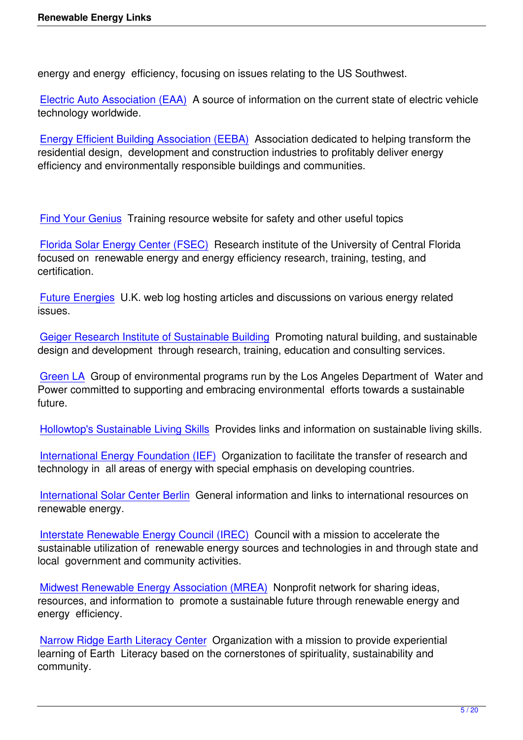energy and energy efficiency, focusing on issues relating to the US Southwest.

Electric Auto Association (EAA) A source of information on the current state of electric vehicle technology worldwide.

Energy Efficient Building Association (EEBA) Association dedicated to helping transform the residential design, development and construction industries to profitably deliver energy efficiency and environmentally responsible buildings and communities.

Find Your Genius Training resource website for safety and other useful topics

Florida Solar Energy Center (FSEC) Research institute of the University of Central Florida focused on renewable energy and energy efficiency research, training, testing, and certification.

Future Energies U.K. web log hosting articles and discussions on various energy related issues.

Geiger Research Institute of Sustainable Building Promoting natural building, and sustainable design and development through research, training, education and consulting services.

Green LA Group of environmental programs run by the Los Angeles Department of Water and Power committed to supporting and embracing environmental efforts towards a sustainable future.

Hollowtop's Sustainable Living Skills Provides links and information on sustainable living skills.

International Energy Foundation (IEF) Organization to facilitate the transfer of research and technology in all areas of energy with special emphasis on developing countries.

International Solar Center Berlin General information and links to international resources on renewable energy.

Interstate Renewable Energy Council (IREC) Council with a mission to accelerate the sustainable utilization of renewable energy sources and technologies in and through state and local government and community activities.

Midwest Renewable Energy Association (MREA) Nonprofit network for sharing ideas, resources, and information to promote a sustainable future through renewable energy and energy efficiency.

Narrow Ridge Earth Literacy Center Organization with a mission to provide experiential learning of Earth Literacy based on the cornerstones of spirituality, sustainability and community.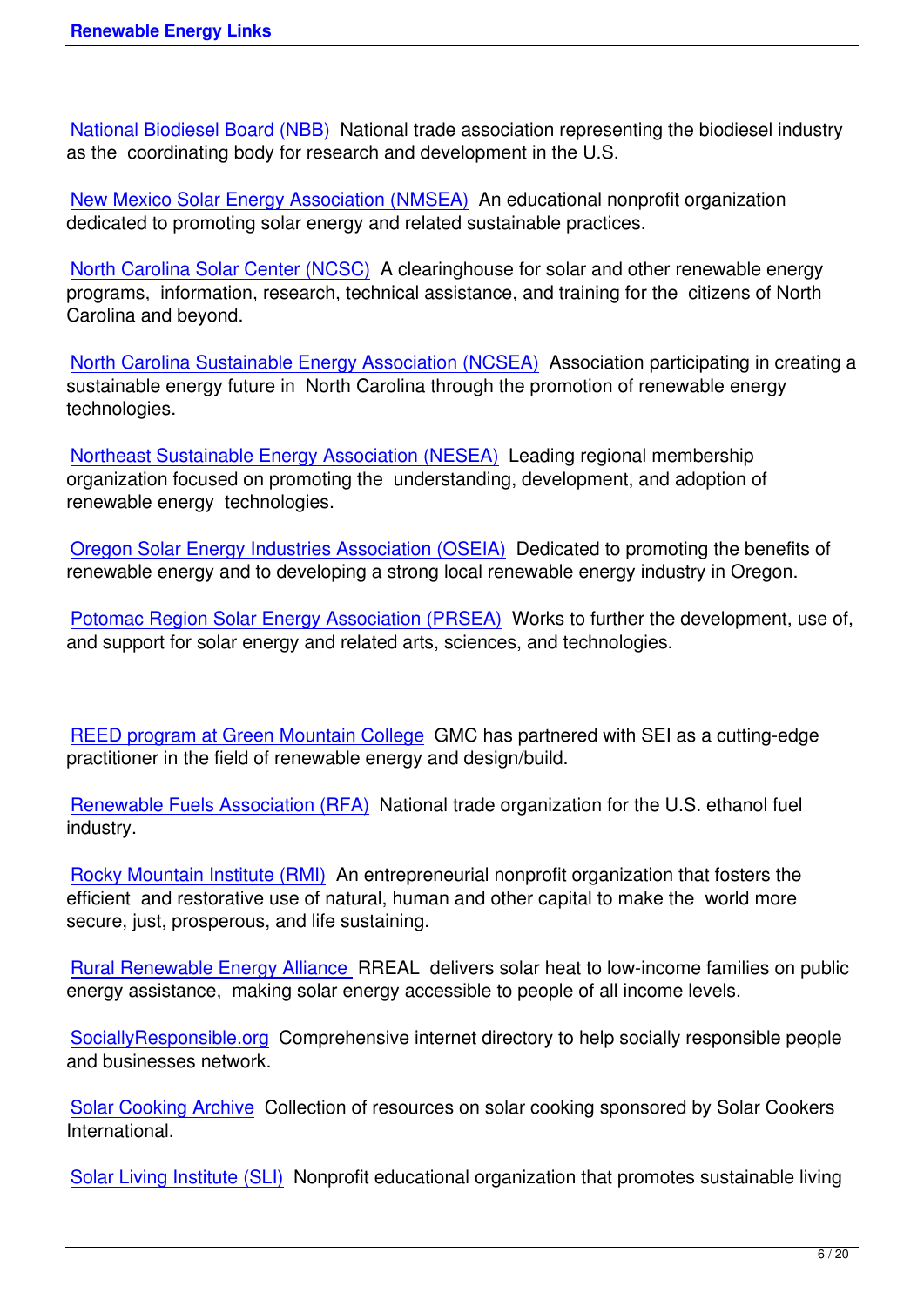National Biodiesel Board (NBB) National trade association representing the biodiesel industry as the coordinating body for research and development in the U.S.

New Mexico Solar Energy Association (NMSEA) An educational nonprofit organization dedicated to promoting solar energy and related sustainable practices.

North Carolina Solar Center (NCSC) A clearinghouse for solar and other renewable energy programs, information, research, technical assistance, and training for the citizens of North Carolina and beyond.

North Carolina Sustainable Energy Association (NCSEA) Association participating in creating a sustainable energy future in North Carolina through the promotion of renewable energy technologies.

Northeast Sustainable Energy Association (NESEA) Leading regional membership organization focused on promoting the understanding, development, and adoption of renewable energy technologies.

Oregon Solar Energy Industries Association (OSEIA) Dedicated to promoting the benefits of renewable energy and to developing a strong local renewable energy industry in Oregon.

Potomac Region Solar Energy Association (PRSEA) Works to further the development, use of, and support for solar energy and related arts, sciences, and technologies.

REED program at Green Mountain College GMC has partnered with SEI as a cutting-edge practitioner in the field of renewable energy and design/build.

Renewable Fuels Association (RFA) National trade organization for the U.S. ethanol fuel industry.

Rocky Mountain Institute (RMI) An entrepreneurial nonprofit organization that fosters the efficient and restorative use of natural, human and other capital to make the world more secure, just, prosperous, and life sustaining.

Rural Renewable Energy Alliance RREAL delivers solar heat to low-income families on public energy assistance, making solar energy accessible to people of all income levels.

SociallyResponsible.org Comprehensive internet directory to help socially responsible people and businesses network.

Solar Cooking Archive Collection of resources on solar cooking sponsored by Solar Cookers International.

Solar Living Institute (SLI) Nonprofit educational organization that promotes sustainable living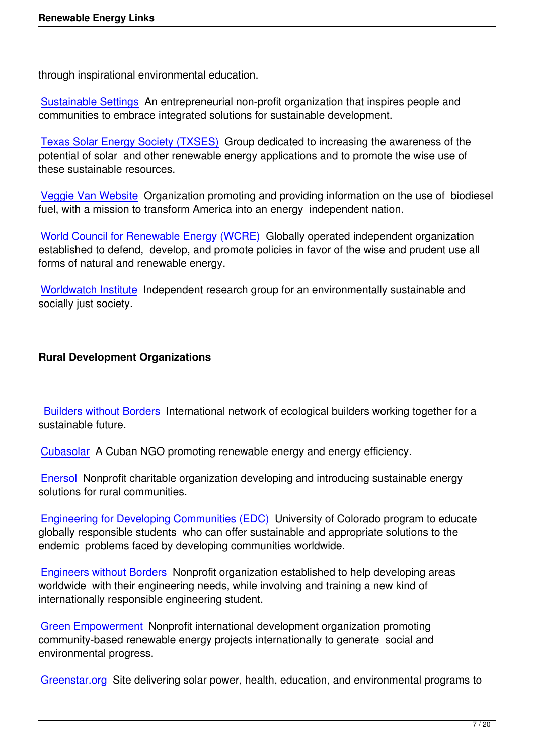through inspirational environmental education.

Sustainable Settings An entrepreneurial non-profit organization that inspires people and communities to embrace integrated solutions for sustainable development.

Texas Solar Energy Society (TXSES) Group dedicated to increasing the awareness of the potential of solar and other renewable energy applications and to promote the wise use of these sustainable resources.

Veggie Van Website Organization promoting and providing information on the use of biodiesel fuel, with a mission to transform America into an energy independent nation.

World Council for Renewable Energy (WCRE) Globally operated independent organization established to defend, develop, and promote policies in favor of the wise and prudent use all forms of natural and renewable energy.

Worldwatch Institute Independent research group for an environmentally sustainable and socially just society.

**Rural Development Organizations**

Builders without Borders International network of ecological builders working together for a sustainable future.

Cubasolar A Cuban NGO promoting renewable energy and energy efficiency.

Enersol Nonprofit charitable organization developing and introducing sustainable energy solutions for rural communities.

Engineering for Developing Communities (EDC) University of Colorado program to educate globally responsible students who can offer sustainable and appropriate solutions to the endemic problems faced by developing communities worldwide.

Engineers without Borders Nonprofit organization established to help developing areas worldwide with their engineering needs, while involving and training a new kind of internationally responsible engineering student.

Green Empowerment Nonprofit international development organization promoting community-based renewable energy projects internationally to generate social and environmental progress.

Greenstar.org Site delivering solar power, health, education, and environmental programs to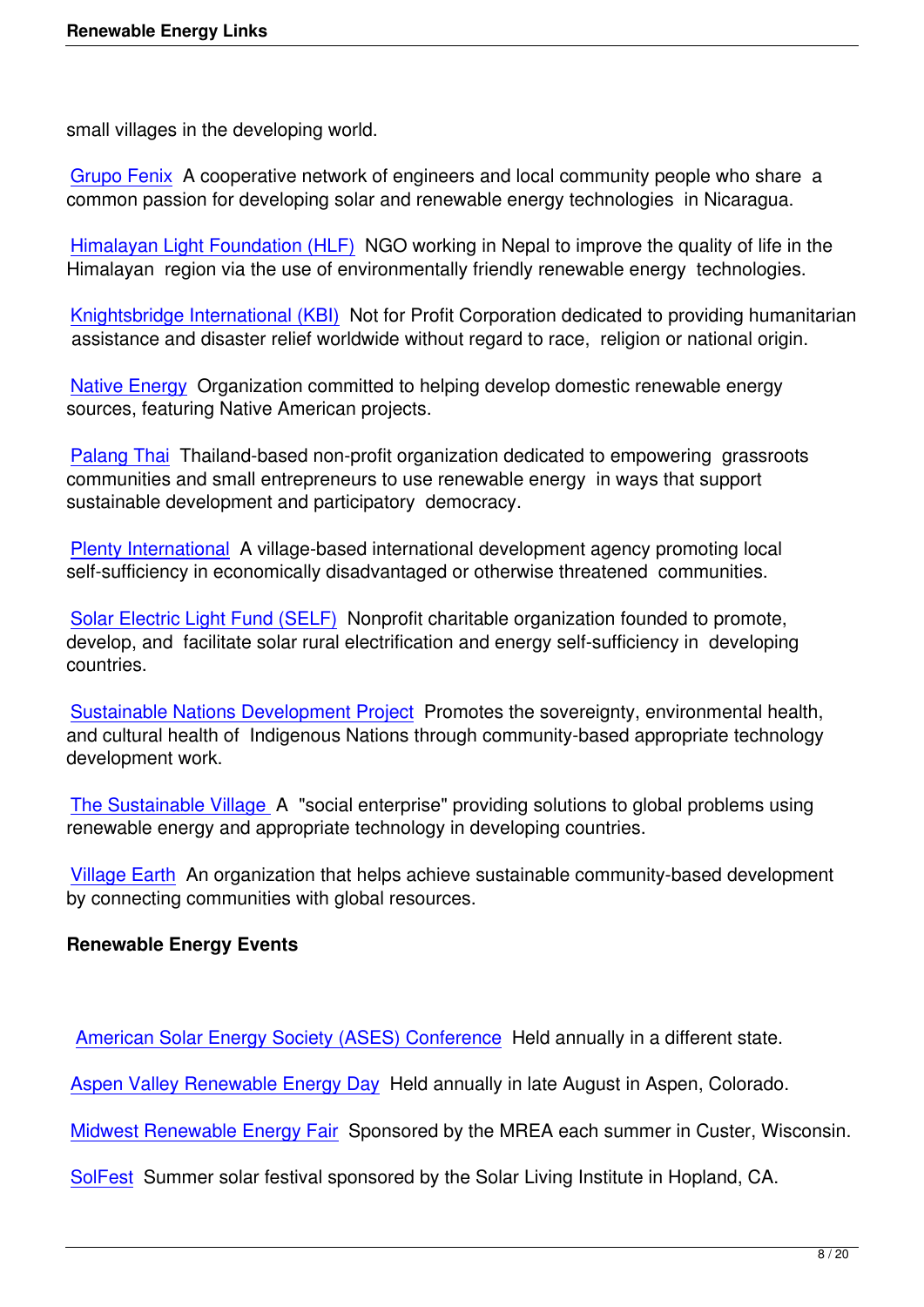small villages in the developing world.

Grupo Fenix A cooperative network of engineers and local community people who share a common passion for developing solar and renewable energy technologies in Nicaragua.

Himalayan Light Foundation (HLF) NGO working in Nepal to improve the quality of life in the Himalayan region via the use of environmentally friendly renewable energy technologies.

Knightsbridge International (KBI) Not for Profit Corporation dedicated to providing humanitarian assistance and disaster relief worldwide without regard to race, religion or national origin.

Native Energy Organization committed to helping develop domestic renewable energy sources, featuring Native American projects.

Palang Thai Thailand-based non-profit organization dedicated to empowering grassroots communities and small entrepreneurs to use renewable energy in ways that support sustainable development and participatory democracy.

Plenty International A village-based international development agency promoting local self-sufficiency in economically disadvantaged or otherwise threatened communities.

Solar Electric Light Fund (SELF) Nonprofit charitable organization founded to promote, develop, and facilitate solar rural electrification and energy self-sufficiency in developing countries.

Sustainable Nations Development Project Promotes the sovereignty, environmental health, and cultural health of Indigenous Nations through community-based appropriate technology development work.

The Sustainable Village A "social enterprise" providing solutions to global problems using renewable energy and appropriate technology in developing countries.

Village Earth An organization that helps achieve sustainable community-based development by connecting communities with global resources.

**Renewable Energy Events**

American Solar Energy Society (ASES) Conference Held annually in a different state.

Aspen Valley Renewable Energy Day Held annually in late August in Aspen, Colorado.

Midwest Renewable Energy Fair Sponsored by the MREA each summer in Custer, Wisconsin.

SolFest Summer solar festival sponsored by the Solar Living Institute in Hopland, CA.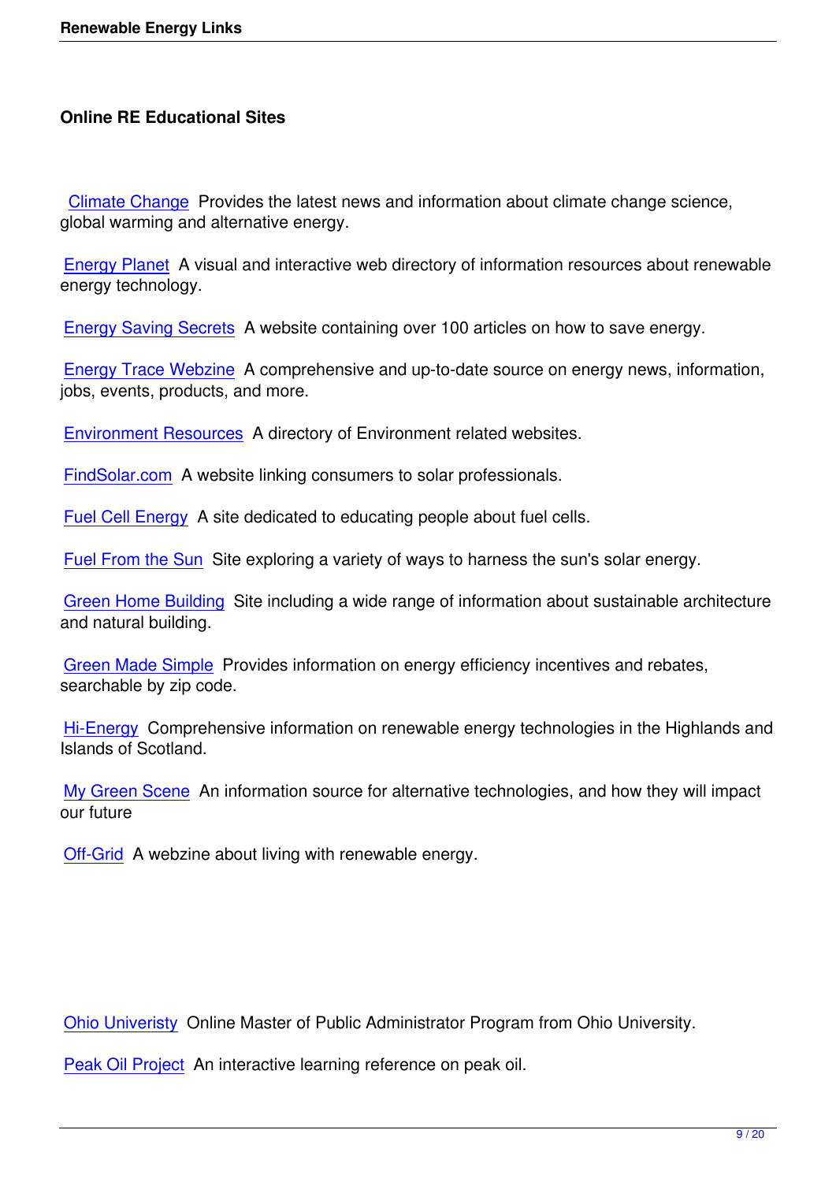### Online RE Educational Sites

Climate Change Provides the latest news and information about climate change science, global warming and alternative energy.

Energy Planet A visual and interactive web directory of information resources about renewable energy technology.

Energy Saving Secrets A website containing over 100 articles on how to save energy.

Energy Trace Webzine A comprehensive and up-to-date source on energy news, information, jobs, events, products, and more.

Environment Resources A directory of Environment related websites.

FindSolar.com A website linking consumers to solar professionals.

Fuel Cell Energy A site dedicated to educating people about fuel cells.

Fuel From the Sun Site exploring a variety of ways to harness the sun's solar energy.

Green Home Building Site including a wide range of information about sustainable architecture and natural building.

Green Made Simple Provides information on energy efficiency incentives and rebates, searchable by zip code.

Hi-Energy Comprehensive information on renewable energy technologies in the Highlands and Islands of Scotland.

My Green Scene An information source for alternative technologies, and how they will impact our future

Off-Grid A webzine about living with renewable energy.

Ohio Univeristy Online Master of Public Administrator Program from Ohio University.

Peak Oil Project An interactive learning reference on peak oil.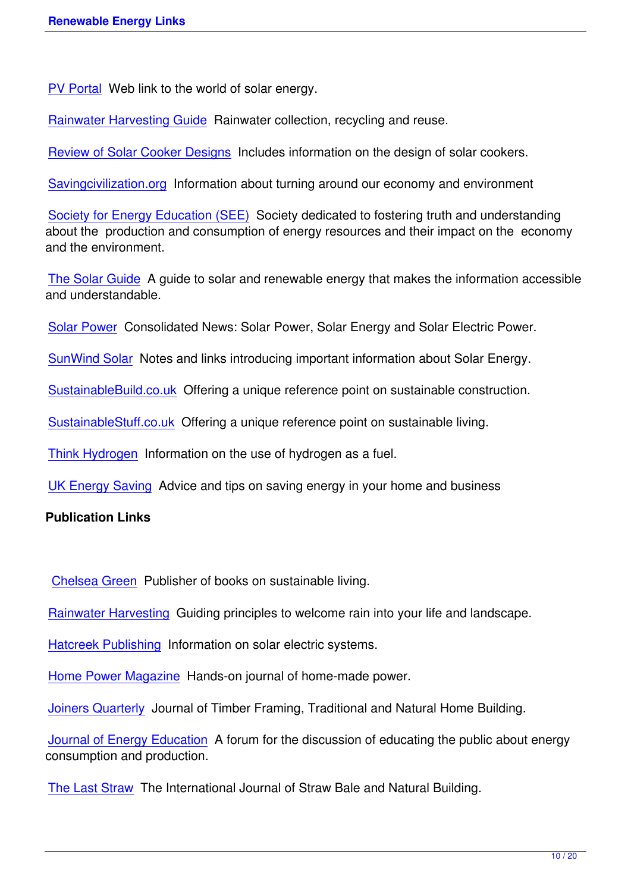PV Portal Web link to the world of solar energy.

Rainwater Harvesting Guide Rainwater collection, recycling and reuse.

Review of Solar Cooker Designs Includes information on the design of solar cookers.

Savingcivilization.org Information about turning around our economy and environment

Society for Energy Education (SEE) Society dedicated to fostering truth and understanding about the production and consumption of energy resources and their impact on the economy and the environment.

The Solar Guide A guide to solar and renewable energy that makes the information accessible and understandable.

Solar Power Consolidated News: Solar Power, Solar Energy and Solar Electric Power.

SunWind Solar Notes and links introducing important information about Solar Energy.

SustainableBuild.co.uk Offering a unique reference point on sustainable construction.

SustainableStuff.co.uk Offering a unique reference point on sustainable living.

Think Hydrogen Information on the use of hydrogen as a fuel.

UK Energy Saving Advice and tips on saving energy in your home and business

**Publication Links**

Chelsea Green Publisher of books on sustainable living.

Rainwater Harvesting Guiding principles to welcome rain into your life and landscape.

Hatcreek Publishing Information on solar electric systems.

Home Power Magazine Hands-on journal of home-made power.

Joiners Quarterly Journal of Timber Framing, Traditional and Natural Home Building.

Journal of Energy Education A forum for the discussion of educating the public about energy consumption and production.

The Last Straw The International Journal of Straw Bale and Natural Building.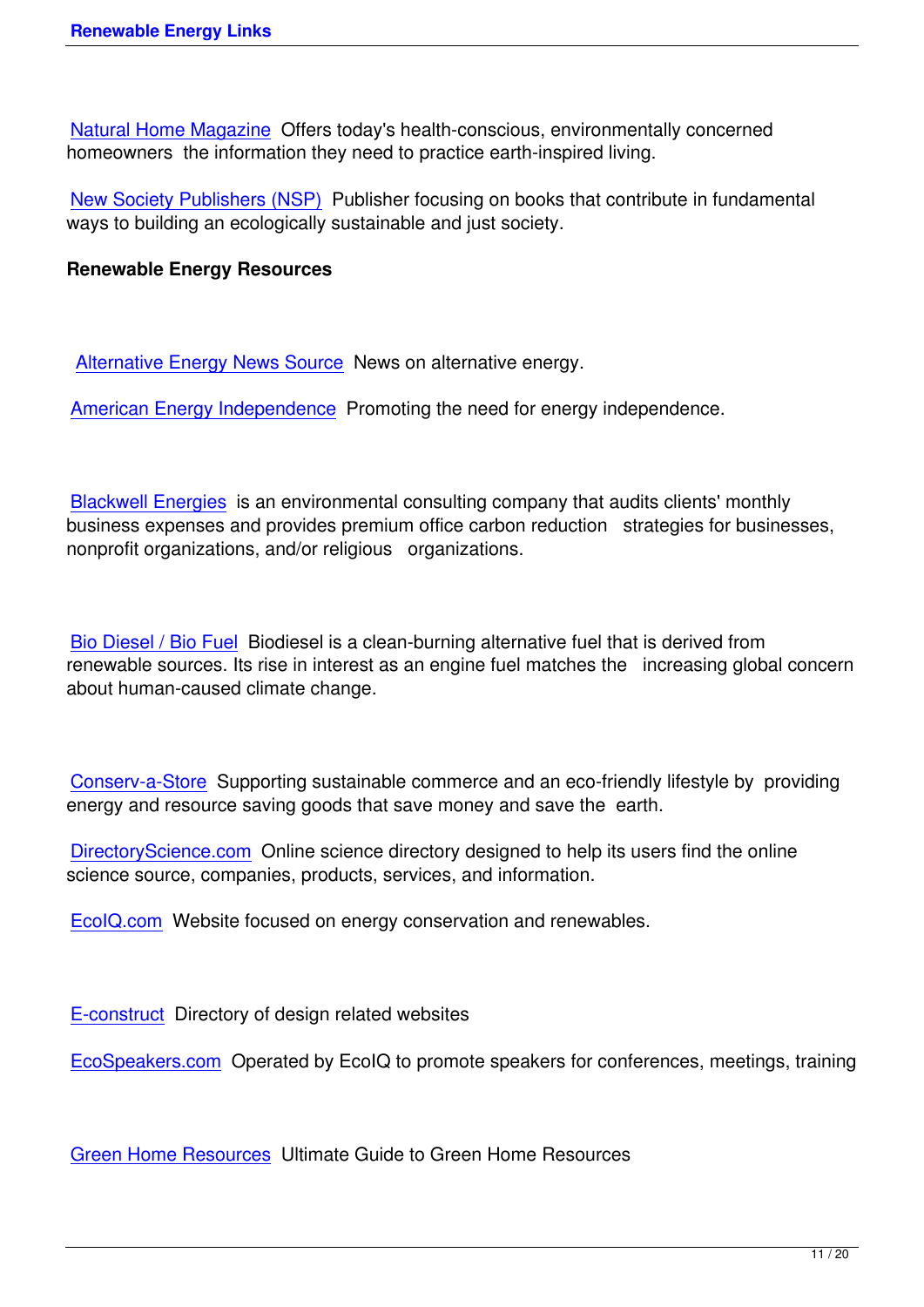Natural Home Magazine  Offers today's health-conscious, environmentally concerned homeowners  the information they need to practice earth-inspired living.

New Society Publishers (NSP)  Publisher focusing on books that contribute in fundamental ways to building an ecologically sustainable and just society.

**Renewable Energy Resources**

Alternative Energy News Source  News on alternative energy.

American Energy Independence  Promoting the need for energy independence.

Blackwell Energies  is an environmental consulting company that audits clients' monthly business expenses and provides premium office carbon reduction   strategies for businesses, nonprofit organizations, and/or religious   organizations.

Bio Diesel / Bio Fuel  Biodiesel is a clean-burning alternative fuel that is derived from renewable sources. Its rise in interest as an engine fuel matches the   increasing global concern about human-caused climate change.

Conserv-a-Store  Supporting sustainable commerce and an eco-friendly lifestyle by  providing energy and resource saving goods that save money and save the  earth.

DirectoryScience.com  Online science directory designed to help its users find the online science source, companies, products, services, and information.

EcoIQ.com  Website focused on energy conservation and renewables.

E-construct  Directory of design related websites

EcoSpeakers.com  Operated by EcoIQ to promote speakers for conferences, meetings, training

Green Home Resources  Ultimate Guide to Green Home Resources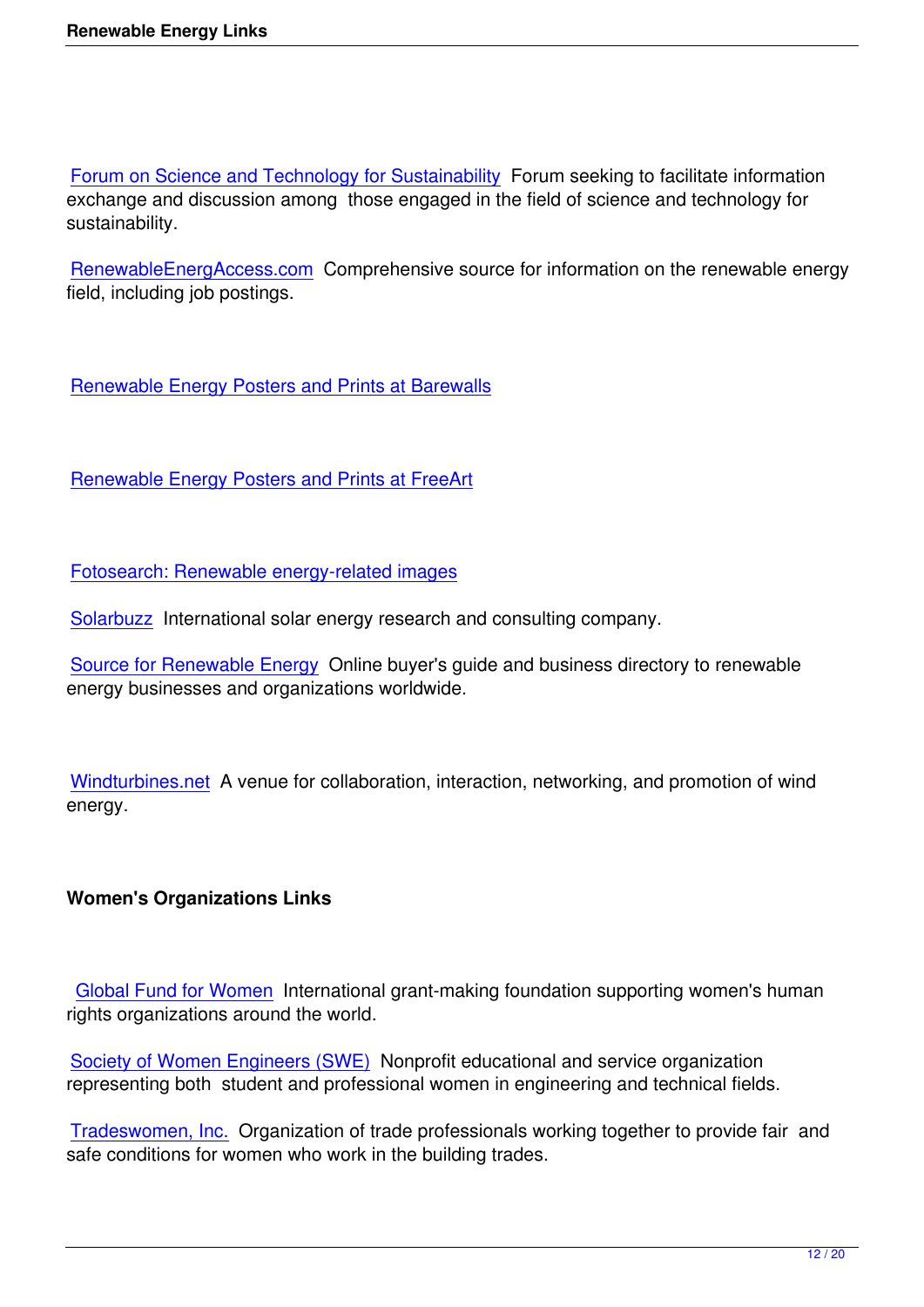Forum on Science and Technology for Sustainability  Forum seeking to facilitate information exchange and discussion among  those engaged in the field of science and technology for sustainability.

RenewableEnergAccess.com  Comprehensive source for information on the renewable energy field, including job postings.

Renewable Energy Posters and Prints at Barewalls

Renewable Energy Posters and Prints at FreeArt

Fotosearch: Renewable energy-related images

Solarbuzz  International solar energy research and consulting company.

Source for Renewable Energy  Online buyer's guide and business directory to renewable energy businesses and organizations worldwide.

Windturbines.net  A venue for collaboration, interaction, networking, and promotion of wind energy.

**Women's Organizations Links**

Global Fund for Women  International grant-making foundation supporting women's human rights organizations around the world.

Society of Women Engineers (SWE)  Nonprofit educational and service organization representing both  student and professional women in engineering and technical fields.

Tradeswomen, Inc.  Organization of trade professionals working together to provide fair  and safe conditions for women who work in the building trades.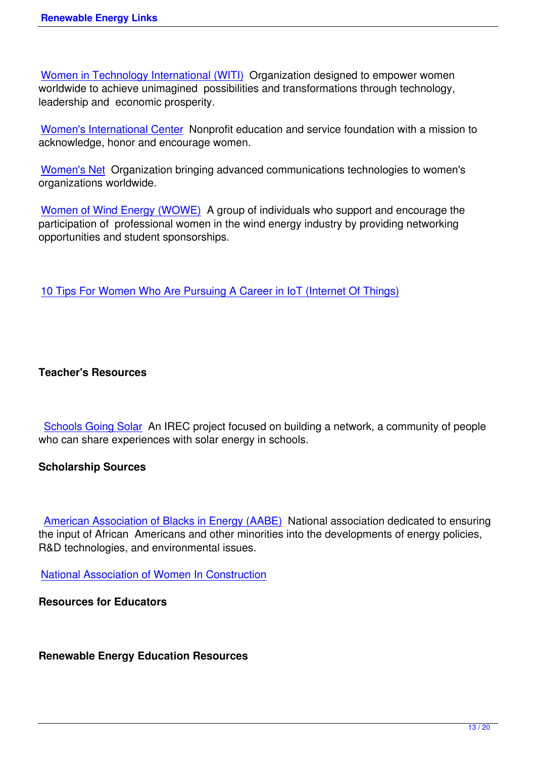Women in Technology International (WITI) Organization designed to empower women worldwide to achieve unimagined possibilities and transformations through technology, leadership and economic prosperity.

Women's International Center Nonprofit education and service foundation with a mission to acknowledge, honor and encourage women.

Women's Net Organization bringing advanced communications technologies to women's organizations worldwide.

Women of Wind Energy (WOWE) A group of individuals who support and encourage the participation of professional women in the wind energy industry by providing networking opportunities and student sponsorships.

10 Tips For Women Who Are Pursuing A Career in IoT (Internet Of Things)

**Teacher's Resources**

Schools Going Solar An IREC project focused on building a network, a community of people who can share experiences with solar energy in schools.

**Scholarship Sources**

American Association of Blacks in Energy (AABE) National association dedicated to ensuring the input of African Americans and other minorities into the developments of energy policies, R&D technologies, and environmental issues.

National Association of Women In Construction

**Resources for Educators**

**Renewable Energy Education Resources**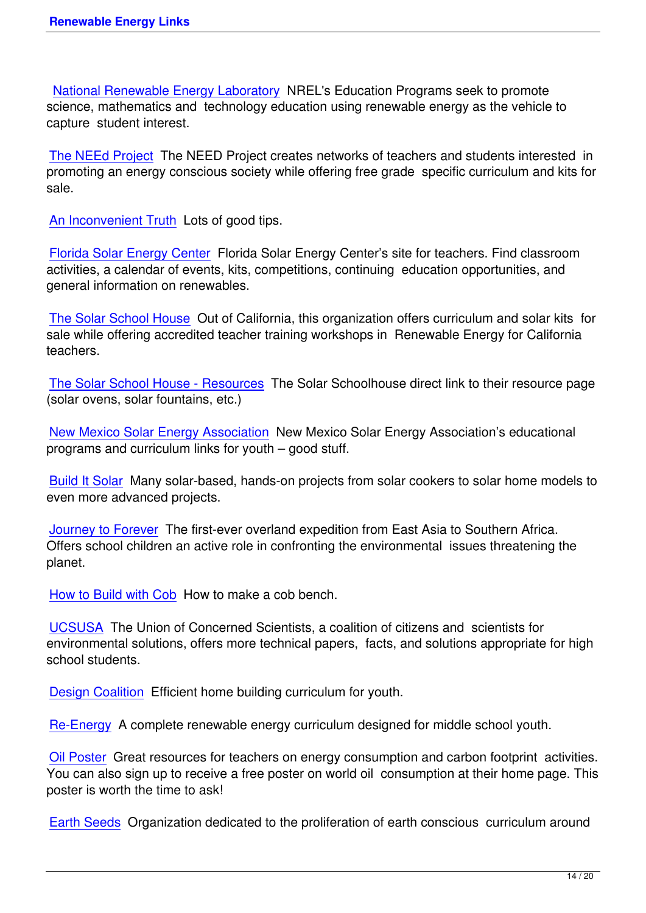National Renewable Energy Laboratory NREL's Education Programs seek to promote science, mathematics and technology education using renewable energy as the vehicle to capture student interest.

The NEEd Project The NEED Project creates networks of teachers and students interested in promoting an energy conscious society while offering free grade specific curriculum and kits for sale.

An Inconvenient Truth Lots of good tips.

Florida Solar Energy Center Florida Solar Energy Center's site for teachers. Find classroom activities, a calendar of events, kits, competitions, continuing education opportunities, and general information on renewables.

The Solar School House Out of California, this organization offers curriculum and solar kits for sale while offering accredited teacher training workshops in Renewable Energy for California teachers.

The Solar School House - Resources The Solar Schoolhouse direct link to their resource page (solar ovens, solar fountains, etc.)

New Mexico Solar Energy Association New Mexico Solar Energy Association's educational programs and curriculum links for youth – good stuff.

Build It Solar Many solar-based, hands-on projects from solar cookers to solar home models to even more advanced projects.

Journey to Forever The first-ever overland expedition from East Asia to Southern Africa. Offers school children an active role in confronting the environmental issues threatening the planet.

How to Build with Cob How to make a cob bench.

UCSUSA The Union of Concerned Scientists, a coalition of citizens and scientists for environmental solutions, offers more technical papers, facts, and solutions appropriate for high school students.

Design Coalition Efficient home building curriculum for youth.

Re-Energy A complete renewable energy curriculum designed for middle school youth.

Oil Poster Great resources for teachers on energy consumption and carbon footprint activities. You can also sign up to receive a free poster on world oil consumption at their home page. This poster is worth the time to ask!

Earth Seeds Organization dedicated to the proliferation of earth conscious curriculum around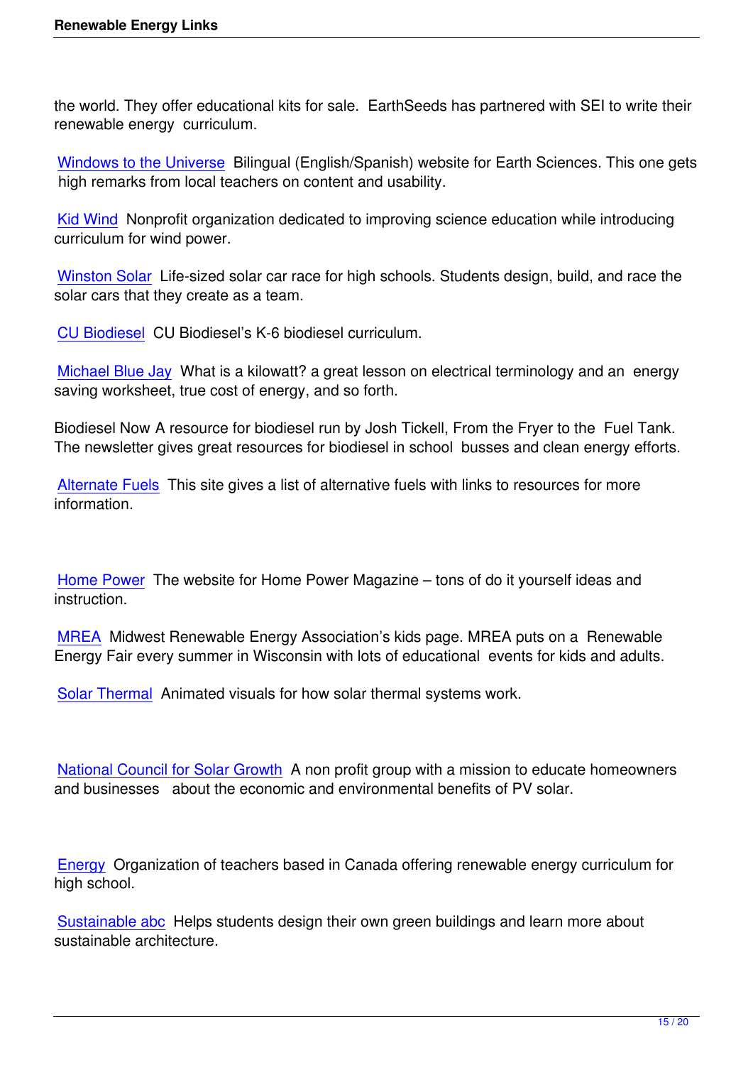the world. They offer educational kits for sale. EarthSeeds has partnered with SEI to write their renewable energy curriculum.

Windows to the Universe Bilingual (English/Spanish) website for Earth Sciences. This one gets high remarks from local teachers on content and usability.

Kid Wind Nonprofit organization dedicated to improving science education while introducing curriculum for wind power.

Winston Solar Life-sized solar car race for high schools. Students design, build, and race the solar cars that they create as a team.

CU Biodiesel CU Biodiesel's K-6 biodiesel curriculum.

Michael Blue Jay What is a kilowatt? a great lesson on electrical terminology and an energy saving worksheet, true cost of energy, and so forth.

Biodiesel Now A resource for biodiesel run by Josh Tickell, From the Fryer to the Fuel Tank. The newsletter gives great resources for biodiesel in school busses and clean energy efforts.

Alternate Fuels This site gives a list of alternative fuels with links to resources for more information.

Home Power The website for Home Power Magazine – tons of do it yourself ideas and instruction.

MREA Midwest Renewable Energy Association's kids page. MREA puts on a Renewable Energy Fair every summer in Wisconsin with lots of educational events for kids and adults.

Solar Thermal Animated visuals for how solar thermal systems work.

National Council for Solar Growth A non profit group with a mission to educate homeowners and businesses about the economic and environmental benefits of PV solar.

Energy Organization of teachers based in Canada offering renewable energy curriculum for high school.

Sustainable abc Helps students design their own green buildings and learn more about sustainable architecture.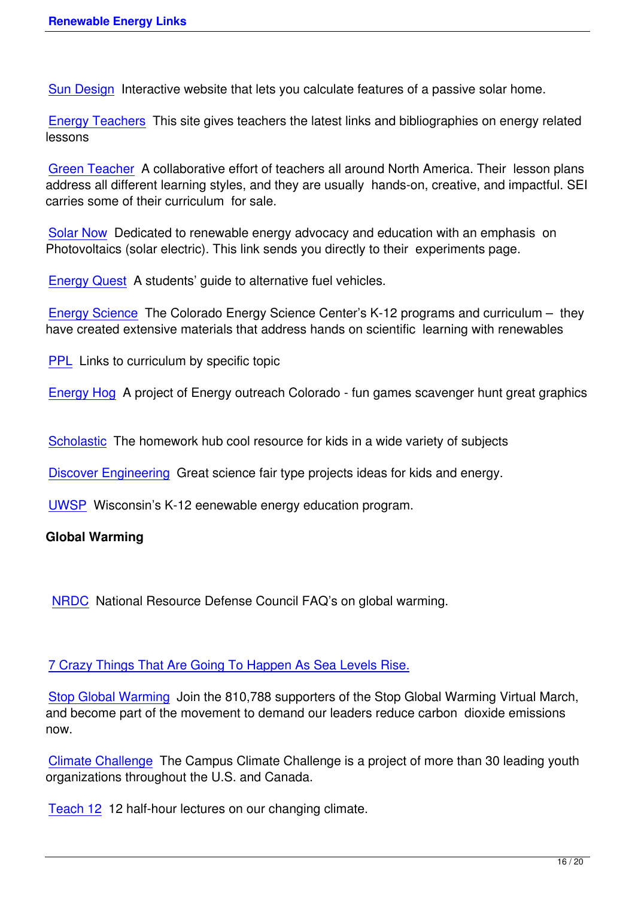Sun Design Interactive website that lets you calculate features of a passive solar home.

Energy Teachers This site gives teachers the latest links and bibliographies on energy related lessons

Green Teacher A collaborative effort of teachers all around North America. Their lesson plans address all different learning styles, and they are usually hands-on, creative, and impactful. SEI carries some of their curriculum for sale.

Solar Now Dedicated to renewable energy advocacy and education with an emphasis on Photovoltaics (solar electric). This link sends you directly to their experiments page.

Energy Quest A students' guide to alternative fuel vehicles.

Energy Science The Colorado Energy Science Center's K-12 programs and curriculum – they have created extensive materials that address hands on scientific learning with renewables

PPL Links to curriculum by specific topic

Energy Hog A project of Energy outreach Colorado - fun games scavenger hunt great graphics

Scholastic The homework hub cool resource for kids in a wide variety of subjects

Discover Engineering Great science fair type projects ideas for kids and energy.

UWSP Wisconsin's K-12 eenewable energy education program.

**Global Warming**

NRDC National Resource Defense Council FAQ's on global warming.

7 Crazy Things That Are Going To Happen As Sea Levels Rise.

Stop Global Warming Join the 810,788 supporters of the Stop Global Warming Virtual March, and become part of the movement to demand our leaders reduce carbon dioxide emissions now.

Climate Challenge The Campus Climate Challenge is a project of more than 30 leading youth organizations throughout the U.S. and Canada.

Teach 12 12 half-hour lectures on our changing climate.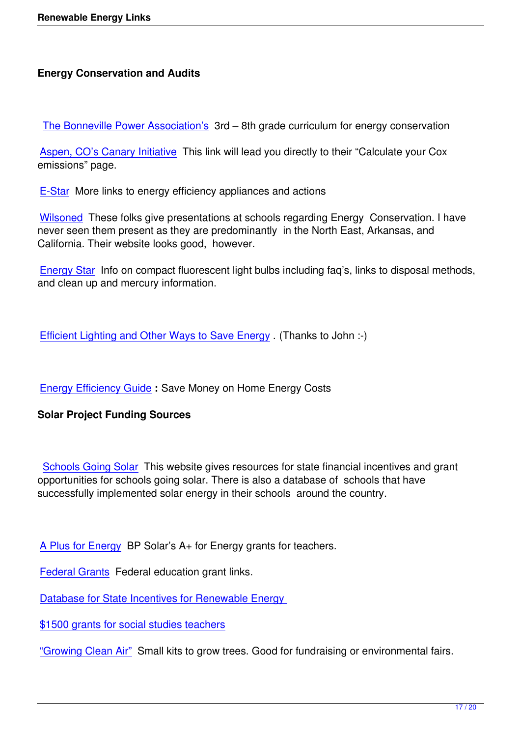## Energy Conservation and Audits

The Bonneville Power Association's 3rd – 8th grade curriculum for energy conservation

Aspen, CO's Canary Initiative This link will lead you directly to their "Calculate your Cox emissions" page.

E-Star More links to energy efficiency appliances and actions

Wilsoned These folks give presentations at schools regarding Energy Conservation. I have never seen them present as they are predominantly in the North East, Arkansas, and California. Their website looks good, however.

Energy Star Info on compact fluorescent light bulbs including faq's, links to disposal methods, and clean up and mercury information.

Efficient Lighting and Other Ways to Save Energy . (Thanks to John :-)

Energy Efficiency Guide **:** Save Money on Home Energy Costs

## Solar Project Funding Sources

Schools Going Solar This website gives resources for state financial incentives and grant opportunities for schools going solar. There is also a database of schools that have successfully implemented solar energy in their schools around the country.

A Plus for Energy BP Solar's A+ for Energy grants for teachers.

Federal Grants Federal education grant links.

Database for State Incentives for Renewable Energy

$1500 grants for social studies teachers

"Growing Clean Air" Small kits to grow trees. Good for fundraising or environmental fairs.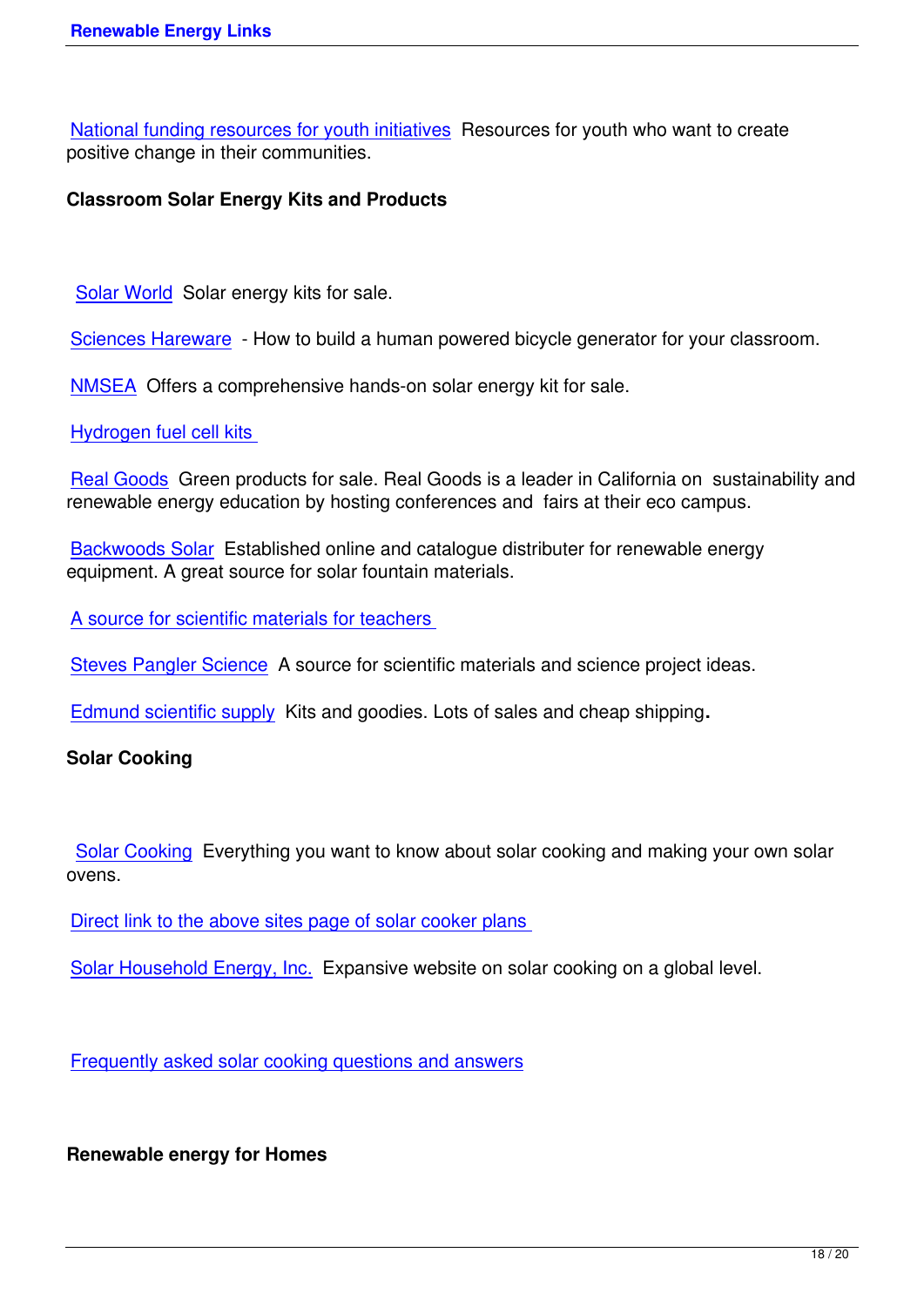National funding resources for youth initiatives Resources for youth who want to create positive change in their communities.

**Classroom Solar Energy Kits and Products**

Solar World Solar energy kits for sale.

Sciences Hareware - How to build a human powered bicycle generator for your classroom.

NMSEA Offers a comprehensive hands-on solar energy kit for sale.

Hydrogen fuel cell kits

Real Goods Green products for sale. Real Goods is a leader in California on sustainability and renewable energy education by hosting conferences and fairs at their eco campus.

Backwoods Solar Established online and catalogue distributer for renewable energy equipment. A great source for solar fountain materials.

A source for scientific materials for teachers

Steves Pangler Science A source for scientific materials and science project ideas.

Edmund scientific supply Kits and goodies. Lots of sales and cheap shipping**.**

**Solar Cooking**

Solar Cooking Everything you want to know about solar cooking and making your own solar ovens.

Direct link to the above sites page of solar cooker plans

Solar Household Energy, Inc. Expansive website on solar cooking on a global level.

Frequently asked solar cooking questions and answers

**Renewable energy for Homes**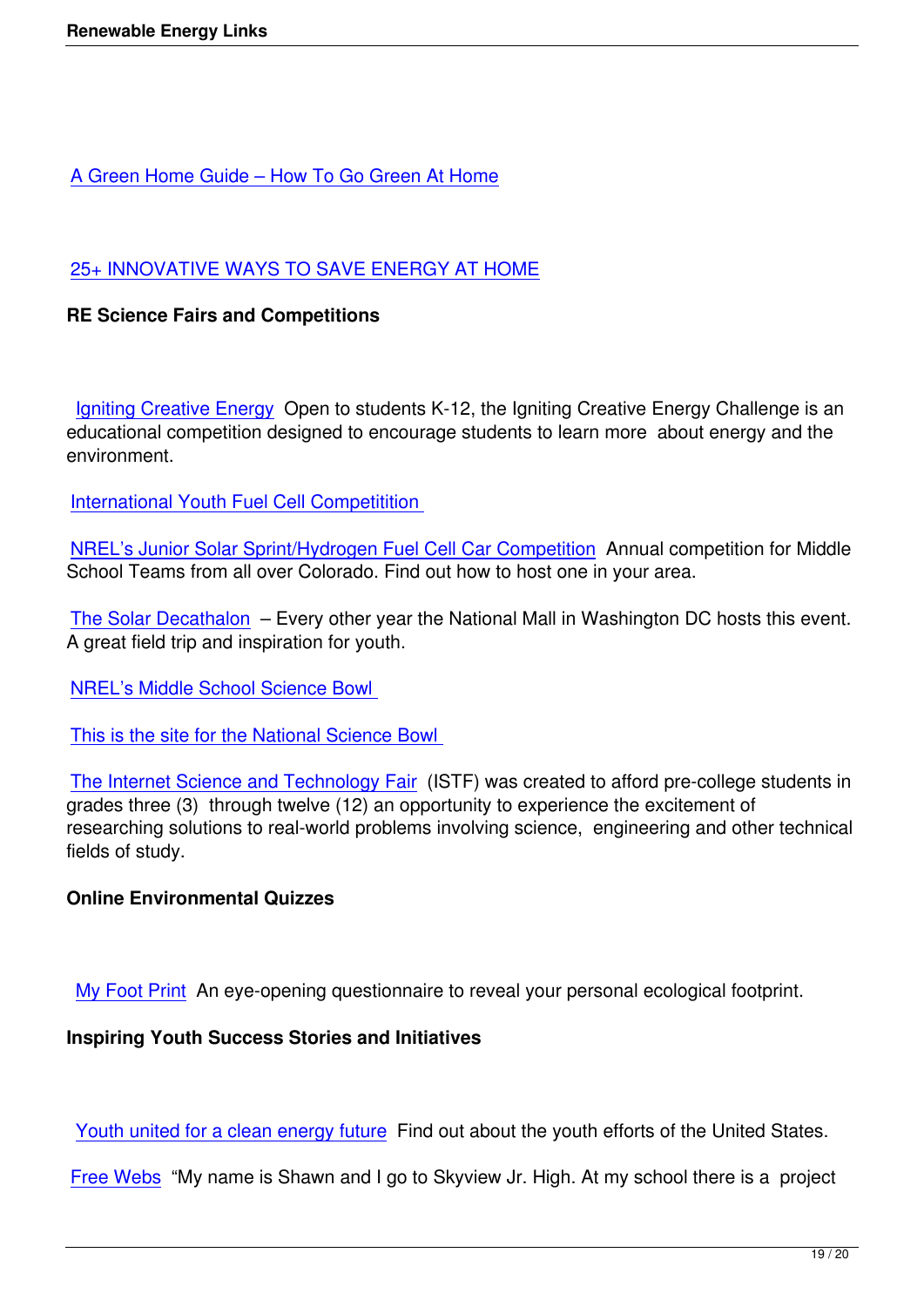A Green Home Guide – How To Go Green At Home

25+ INNOVATIVE WAYS TO SAVE ENERGY AT HOME

**RE Science Fairs and Competitions**

Igniting Creative Energy Open to students K-12, the Igniting Creative Energy Challenge is an educational competition designed to encourage students to learn more about energy and the environment.

International Youth Fuel Cell Competitition

NREL's Junior Solar Sprint/Hydrogen Fuel Cell Car Competition Annual competition for Middle School Teams from all over Colorado. Find out how to host one in your area.

The Solar Decathalon – Every other year the National Mall in Washington DC hosts this event. A great field trip and inspiration for youth.

NREL's Middle School Science Bowl

This is the site for the National Science Bowl

The Internet Science and Technology Fair (ISTF) was created to afford pre-college students in grades three (3) through twelve (12) an opportunity to experience the excitement of researching solutions to real-world problems involving science, engineering and other technical fields of study.

**Online Environmental Quizzes**

My Foot Print An eye-opening questionnaire to reveal your personal ecological footprint.

**Inspiring Youth Success Stories and Initiatives**

Youth united for a clean energy future Find out about the youth efforts of the United States.

Free Webs "My name is Shawn and I go to Skyview Jr. High. At my school there is a project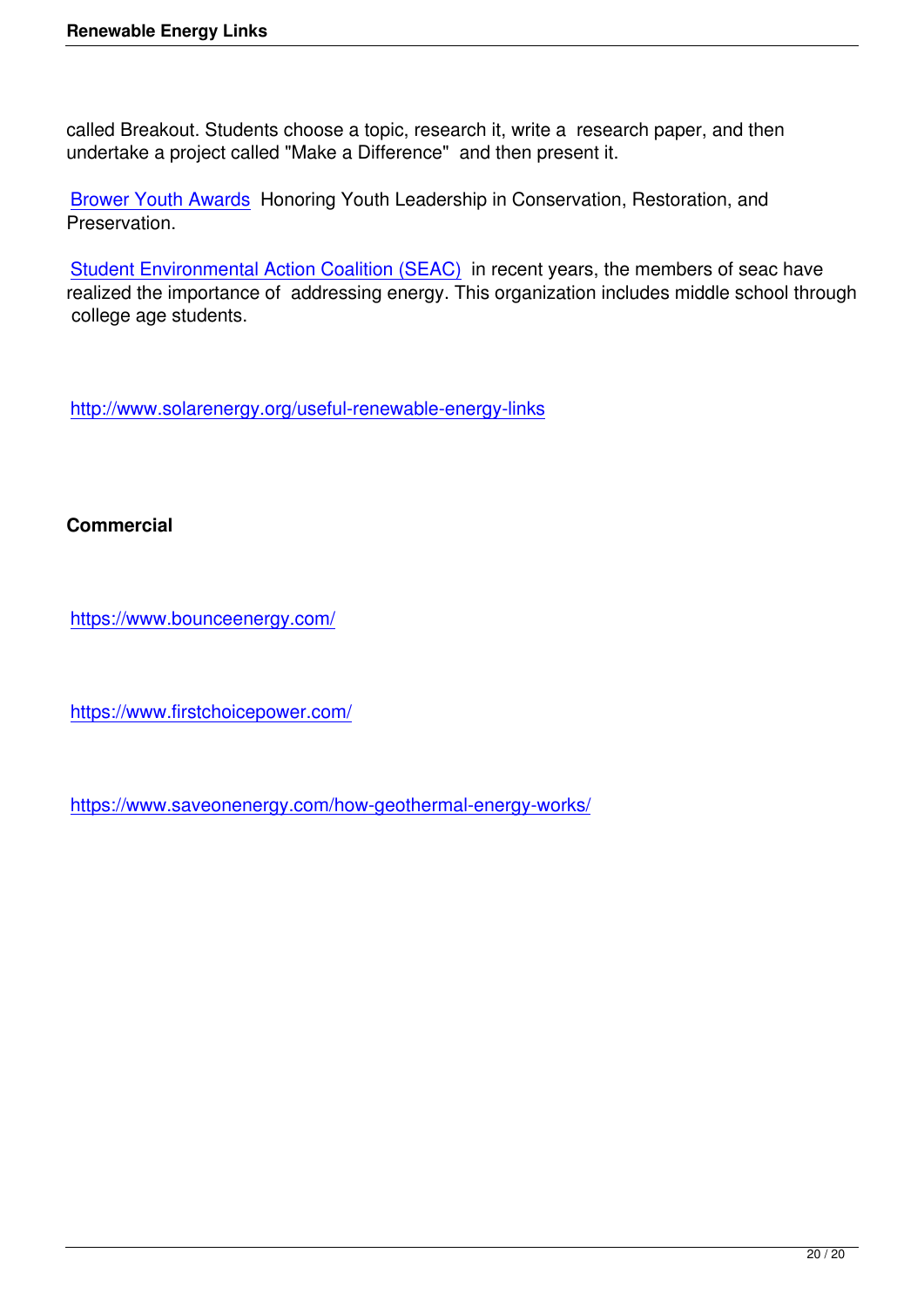called Breakout. Students choose a topic, research it, write a research paper, and then undertake a project called "Make a Difference" and then present it.

Brower Youth Awards Honoring Youth Leadership in Conservation, Restoration, and Preservation.

Student Environmental Action Coalition (SEAC) in recent years, the members of seac have realized the importance of addressing energy. This organization includes middle school through college age students.

http://www.solarenergy.org/useful-renewable-energy-links

**Commercial**

https://www.bounceenergy.com/

https://www.firstchoicepower.com/

https://www.saveonenergy.com/how-geothermal-energy-works/